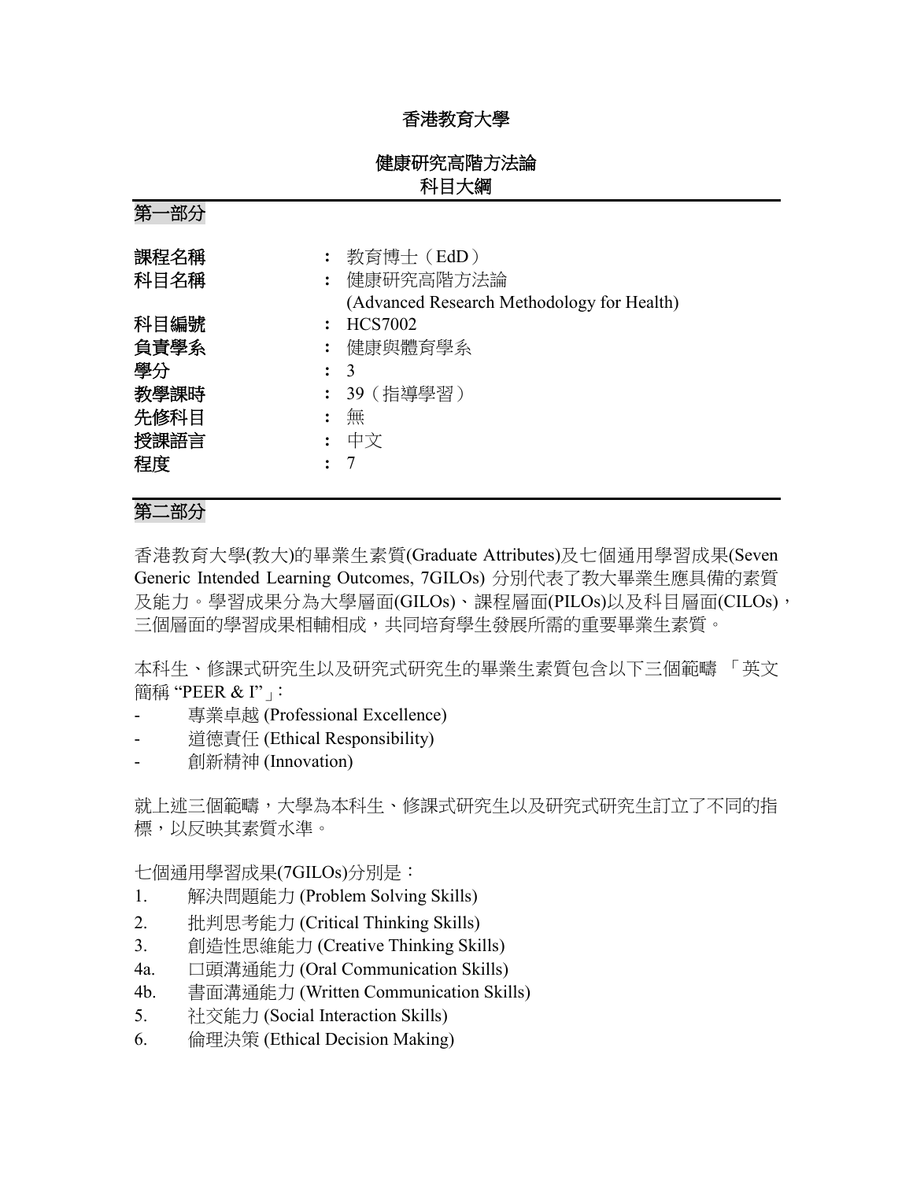# 香港教育大學

## 健康研究高階方法論
## 科目大綱

## 第一部分

| | | |
|---|---|---|
| **課程名稱** | ： | 教育博士（EdD） |
| **科目名稱** | ： | 健康研究高階方法論<br>(Advanced Research Methodology for Health) |
| **科目編號** | ： | HCS7002 |
| **負責學系** | ： | 健康與體育學系 |
| **學分** | ： | 3 |
| **教學課時** | ： | 39（指導學習） |
| **先修科目** | ： | 無 |
| **授課語言** | ： | 中文 |
| **程度** | ： | 7 |

## 第二部分

香港教育大學(教大)的畢業生素質(Graduate Attributes)及七個通用學習成果(Seven Generic Intended Learning Outcomes, 7GILOs) 分別代表了教大畢業生應具備的素質及能力。學習成果分為大學層面(GILOs)、課程層面(PILOs)以及科目層面(CILOs)，三個層面的學習成果相輔相成，共同培育學生發展所需的重要畢業生素質。

本科生、修課式研究生以及研究式研究生的畢業生素質包含以下三個範疇 「英文簡稱 "PEER & I"」：

- 專業卓越 (Professional Excellence)
- 道德責任 (Ethical Responsibility)
- 創新精神 (Innovation)

就上述三個範疇，大學為本科生、修課式研究生以及研究式研究生訂立了不同的指標，以反映其素質水準。

七個通用學習成果(7GILOs)分別是：

1. 解決問題能力 (Problem Solving Skills)
2. 批判思考能力 (Critical Thinking Skills)
3. 創造性思維能力 (Creative Thinking Skills)

4a. 口頭溝通能力 (Oral Communication Skills)

4b. 書面溝通能力 (Written Communication Skills)

5. 社交能力 (Social Interaction Skills)
6. 倫理決策 (Ethical Decision Making)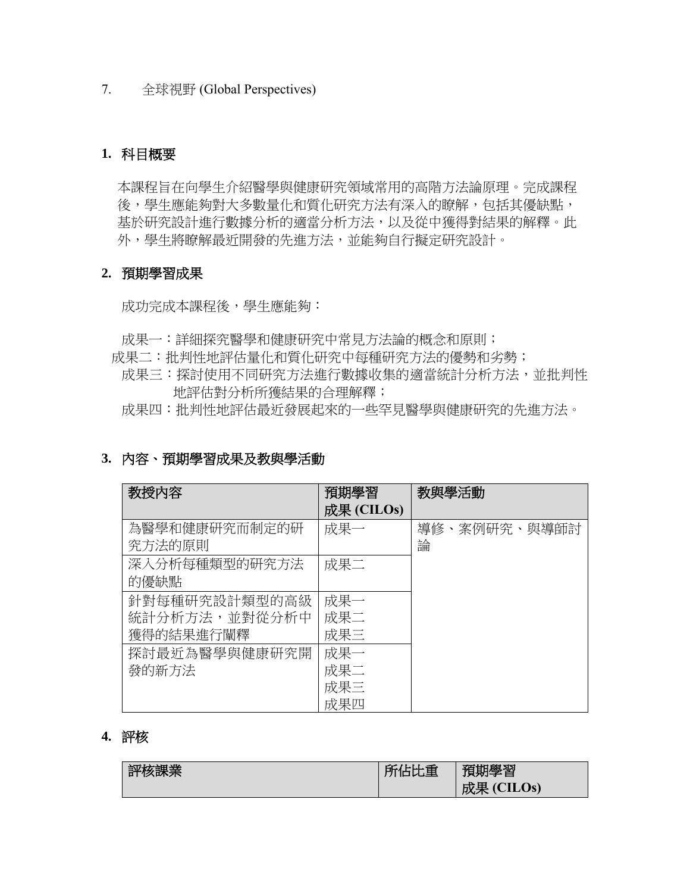7.	全球視野 (Global Perspectives)

## 1. 科目概要

本課程旨在向學生介紹醫學與健康研究領域常用的高階方法論原理。完成課程後，學生應能夠對大多數量化和質化研究方法有深入的瞭解，包括其優缺點，基於研究設計進行數據分析的適當分析方法，以及從中獲得對結果的解釋。此外，學生將瞭解最近開發的先進方法，並能夠自行擬定研究設計。

## 2. 預期學習成果

成功完成本課程後，學生應能夠：

成果一：詳細探究醫學和健康研究中常見方法論的概念和原則；
成果二：批判性地評估量化和質化研究中每種研究方法的優勢和劣勢；
成果三：探討使用不同研究方法進行數據收集的適當統計分析方法，並批判性地評估對分析所獲結果的合理解釋；
成果四：批判性地評估最近發展起來的一些罕見醫學與健康研究的先進方法。

## 3. 內容、預期學習成果及教與學活動

| 教授內容 | 預期學習成果 (CILOs) | 教與學活動 |
|---|---|---|
| 為醫學和健康研究而制定的研究方法的原則 | 成果一 | 導修、案例研究、與導師討論 |
| 深入分析每種類型的研究方法的優缺點 | 成果二 | |
| 針對每種研究設計類型的高級統計分析方法，並對從分析中獲得的結果進行闡釋 | 成果一<br>成果二<br>成果三 | |
| 探討最近為醫學與健康研究開發的新方法 | 成果一<br>成果二<br>成果三<br>成果四 | |

## 4. 評核

| 評核課業 | 所佔比重 | 預期學習成果 (CILOs) |
|---|---|---|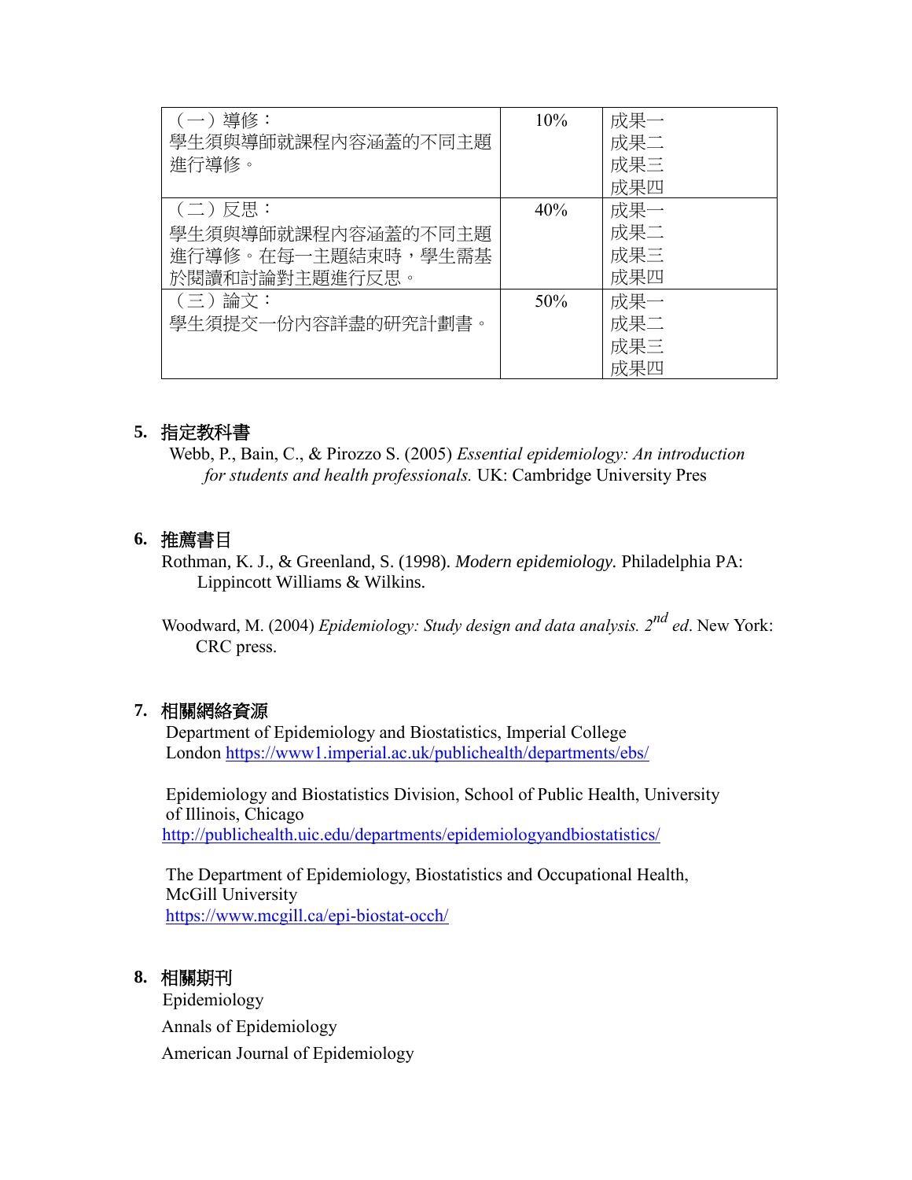| （一）導修：<br>學生須與導師就課程內容涵蓋的不同主題進行導修。 | 10% | 成果一<br>成果二<br>成果三<br>成果四 |
|---|---|---|
| （二）反思：<br>學生須與導師就課程內容涵蓋的不同主題進行導修。在每一主題結束時，學生需基於閱讀和討論對主題進行反思。 | 40% | 成果一<br>成果二<br>成果三<br>成果四 |
| （三）論文：<br>學生須提交一份內容詳盡的研究計劃書。 | 50% | 成果一<br>成果二<br>成果三<br>成果四 |

## 5. 指定教科書

Webb, P., Bain, C., & Pirozzo S. (2005) *Essential epidemiology: An introduction for students and health professionals.* UK: Cambridge University Pres

## 6. 推薦書目

Rothman, K. J., & Greenland, S. (1998). *Modern epidemiology.* Philadelphia PA: Lippincott Williams & Wilkins.

Woodward, M. (2004) *Epidemiology: Study design and data analysis. 2nd ed*. New York: CRC press.

## 7. 相關網絡資源

Department of Epidemiology and Biostatistics, Imperial College London https://www1.imperial.ac.uk/publichealth/departments/ebs/

Epidemiology and Biostatistics Division, School of Public Health, University of Illinois, Chicago
http://publichealth.uic.edu/departments/epidemiologyandbiostatistics/

The Department of Epidemiology, Biostatistics and Occupational Health, McGill University
https://www.mcgill.ca/epi-biostat-occh/

## 8. 相關期刊

Epidemiology

Annals of Epidemiology

American Journal of Epidemiology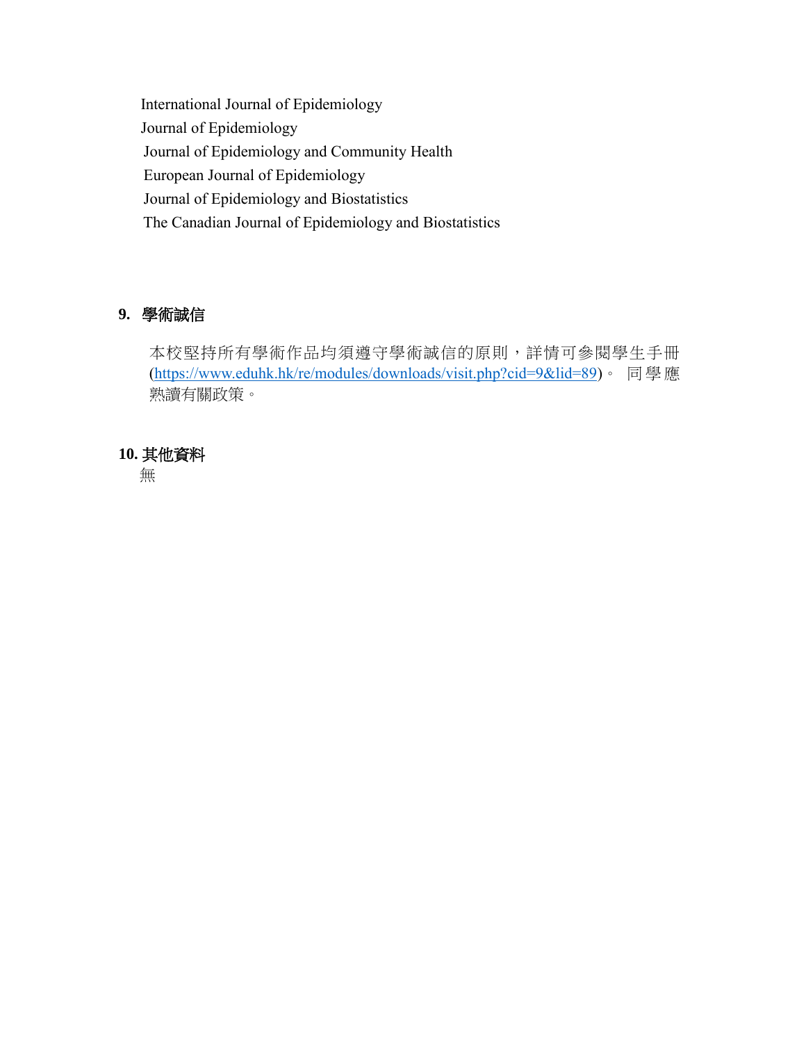International Journal of Epidemiology
Journal of Epidemiology
Journal of Epidemiology and Community Health
European Journal of Epidemiology
Journal of Epidemiology and Biostatistics
The Canadian Journal of Epidemiology and Biostatistics

**9. 學術誠信**

本校堅持所有學術作品均須遵守學術誠信的原則，詳情可參閱學生手冊 (https://www.eduhk.hk/re/modules/downloads/visit.php?cid=9&lid=89)。 同學應熟讀有關政策。

**10. 其他資料**

無